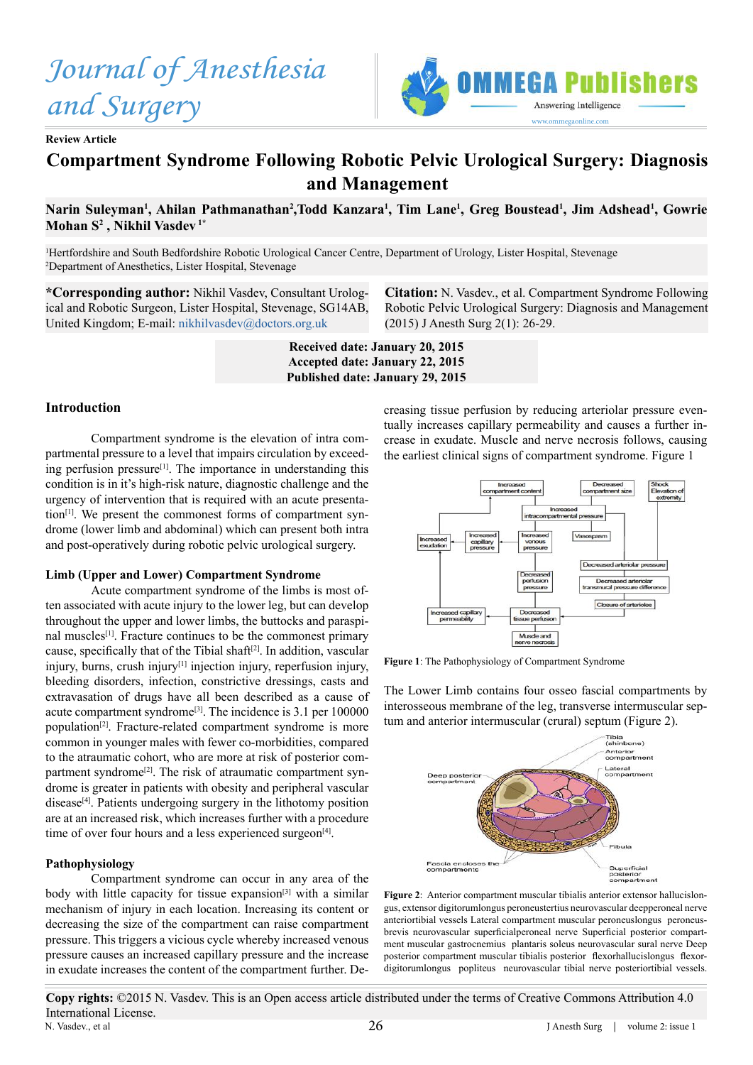Journal of Anesthesia and Surgery

OMMEGA Publishers

Review Article

# Compartment Syndrome Following Robotic Pelvic Urological Surgery: Diagnosis and Management

**Narin Suleyman[1], Ahilan Pathmanathan[2], Todd Kanzara[1], Tim Lane[1], Greg Boustead[1], Jim Adshead[1], Gowrie Mohan S[2], Nikhil Vasdev[1*]**

[1]Hertfordshire and South Bedfordshire Robotic Urological Cancer Centre, Department of Urology, Lister Hospital, Stevenage
[2]Department of Anesthetics, Lister Hospital, Stevenage

**\*Corresponding author:** Nikhil Vasdev, Consultant Urological and Robotic Surgeon, Lister Hospital, Stevenage, SG14AB, United Kingdom; E-mail: nikhilvasdev@doctors.org.uk

**Citation:** N. Vasdev., et al. Compartment Syndrome Following Robotic Pelvic Urological Surgery: Diagnosis and Management (2015) J Anesth Surg 2(1): 26-29.

**Received date: January 20, 2015**
**Accepted date: January 22, 2015**
**Published date: January 29, 2015**

## Introduction

Compartment syndrome is the elevation of intra compartmental pressure to a level that impairs circulation by exceeding perfusion pressure[1]. The importance in understanding this condition is in it's high-risk nature, diagnostic challenge and the urgency of intervention that is required with an acute presentation[1]. We present the commonest forms of compartment syndrome (lower limb and abdominal) which can present both intra and post-operatively during robotic pelvic urological surgery.

### Limb (Upper and Lower) Compartment Syndrome

Acute compartment syndrome of the limbs is most often associated with acute injury to the lower leg, but can develop throughout the upper and lower limbs, the buttocks and paraspinal muscles[1]. Fracture continues to be the commonest primary cause, specifically that of the Tibial shaft[2]. In addition, vascular injury, burns, crush injury[1] injection injury, reperfusion injury, bleeding disorders, infection, constrictive dressings, casts and extravasation of drugs have all been described as a cause of acute compartment syndrome[3]. The incidence is 3.1 per 100000 population[2]. Fracture-related compartment syndrome is more common in younger males with fewer co-morbidities, compared to the atraumatic cohort, who are more at risk of posterior compartment syndrome[2]. The risk of atraumatic compartment syndrome is greater in patients with obesity and peripheral vascular disease[4]. Patients undergoing surgery in the lithotomy position are at an increased risk, which increases further with a procedure time of over four hours and a less experienced surgeon[4].

### Pathophysiology

Compartment syndrome can occur in any area of the body with little capacity for tissue expansion[3] with a similar mechanism of injury in each location. Increasing its content or decreasing the size of the compartment can raise compartment pressure. This triggers a vicious cycle whereby increased venous pressure causes an increased capillary pressure and the increase in exudate increases the content of the compartment further. Decreasing tissue perfusion by reducing arteriolar pressure eventually increases capillary permeability and causes a further increase in exudate. Muscle and nerve necrosis follows, causing the earliest clinical signs of compartment syndrome. Figure 1

**Figure 1**: The Pathophysiology of Compartment Syndrome

The Lower Limb contains four osseo fascial compartments by interosseous membrane of the leg, transverse intermuscular septum and anterior intermuscular (crural) septum (Figure 2).

**Figure 2**: Anterior compartment muscular tibialis anterior extensor hallucislongus, extensor digitorumlongus peroneustertius neurovascular deepperoneal nerve anteriortibial vessels Lateral compartment muscular peroneuslongus peroneusbrevis neurovascular superficialperoneal nerve Superficial posterior compartment muscular gastrocnemius plantaris soleus neurovascular sural nerve Deep posterior compartment muscular tibialis posterior flexorhallucislongus flexordigitorumlongus popliteus neurovascular tibial nerve posteriortibial vessels.

**Copy rights:** ©2015 N. Vasdev. This is an Open access article distributed under the terms of Creative Commons Attribution 4.0 International License.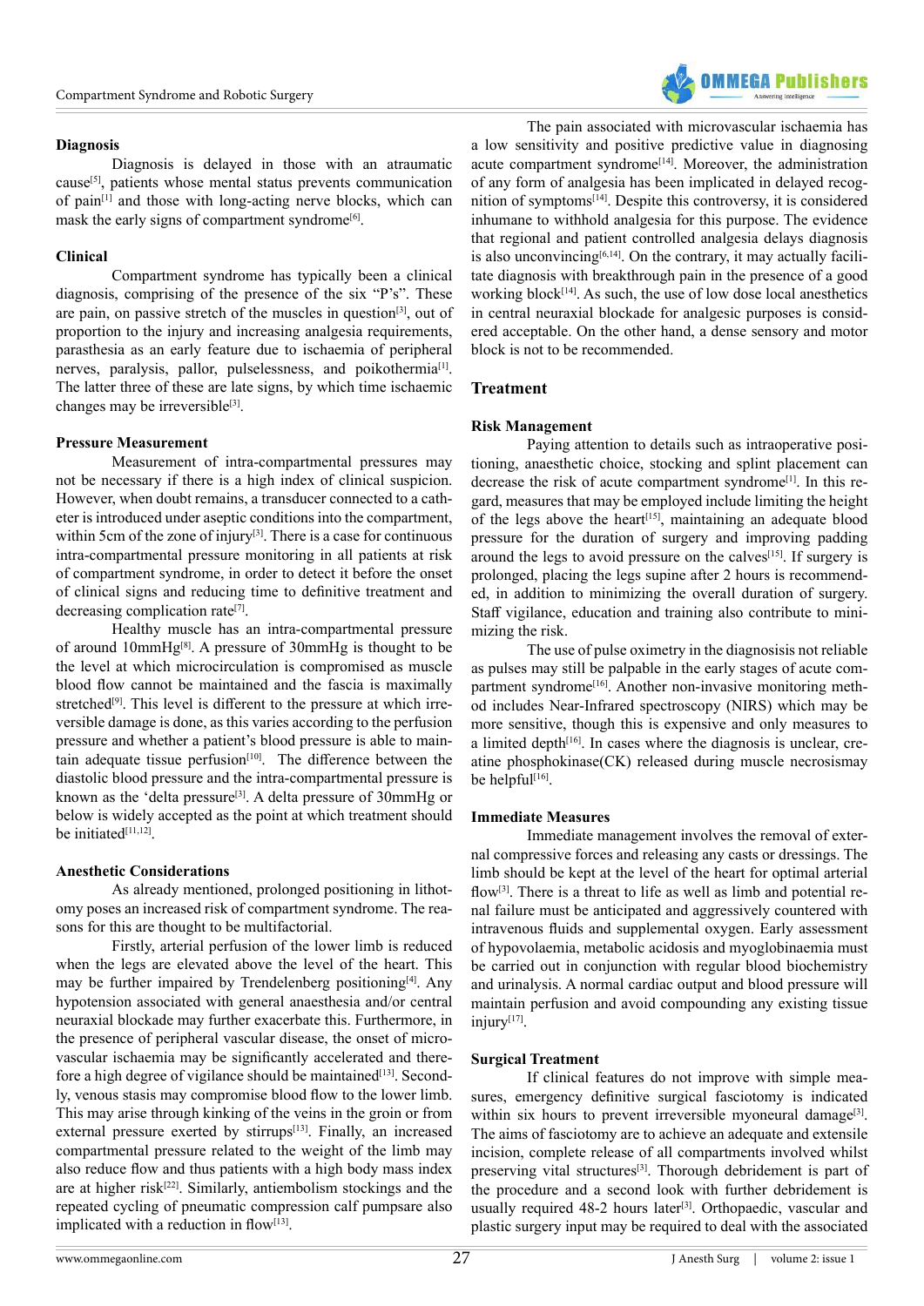## Diagnosis

Diagnosis is delayed in those with an atraumatic cause[5], patients whose mental status prevents communication of pain[1] and those with long-acting nerve blocks, which can mask the early signs of compartment syndrome[6].

### Clinical

Compartment syndrome has typically been a clinical diagnosis, comprising of the presence of the six "P's". These are pain, on passive stretch of the muscles in question[3], out of proportion to the injury and increasing analgesia requirements, parasthesia as an early feature due to ischaemia of peripheral nerves, paralysis, pallor, pulselessness, and poikothermia[1]. The latter three of these are late signs, by which time ischaemic changes may be irreversible[3].

### Pressure Measurement

Measurement of intra-compartmental pressures may not be necessary if there is a high index of clinical suspicion. However, when doubt remains, a transducer connected to a catheter is introduced under aseptic conditions into the compartment, within 5cm of the zone of injury[3]. There is a case for continuous intra-compartmental pressure monitoring in all patients at risk of compartment syndrome, in order to detect it before the onset of clinical signs and reducing time to definitive treatment and decreasing complication rate[7].

Healthy muscle has an intra-compartmental pressure of around 10mmHg[8]. A pressure of 30mmHg is thought to be the level at which microcirculation is compromised as muscle blood flow cannot be maintained and the fascia is maximally stretched[9]. This level is different to the pressure at which irreversible damage is done, as this varies according to the perfusion pressure and whether a patient's blood pressure is able to maintain adequate tissue perfusion[10]. The difference between the diastolic blood pressure and the intra-compartmental pressure is known as the 'delta pressure[3]. A delta pressure of 30mmHg or below is widely accepted as the point at which treatment should be initiated[11,12].

### Anesthetic Considerations

As already mentioned, prolonged positioning in lithotomy poses an increased risk of compartment syndrome. The reasons for this are thought to be multifactorial.

Firstly, arterial perfusion of the lower limb is reduced when the legs are elevated above the level of the heart. This may be further impaired by Trendelenberg positioning[4]. Any hypotension associated with general anaesthesia and/or central neuraxial blockade may further exacerbate this. Furthermore, in the presence of peripheral vascular disease, the onset of microvascular ischaemia may be significantly accelerated and therefore a high degree of vigilance should be maintained[13]. Secondly, venous stasis may compromise blood flow to the lower limb. This may arise through kinking of the veins in the groin or from external pressure exerted by stirrups[13]. Finally, an increased compartmental pressure related to the weight of the limb may also reduce flow and thus patients with a high body mass index are at higher risk[22]. Similarly, antiembolism stockings and the repeated cycling of pneumatic compression calf pumpsare also implicated with a reduction in flow[13].

The pain associated with microvascular ischaemia has a low sensitivity and positive predictive value in diagnosing acute compartment syndrome[14]. Moreover, the administration of any form of analgesia has been implicated in delayed recognition of symptoms[14]. Despite this controversy, it is considered inhumane to withhold analgesia for this purpose. The evidence that regional and patient controlled analgesia delays diagnosis is also unconvincing[6,14]. On the contrary, it may actually facilitate diagnosis with breakthrough pain in the presence of a good working block[14]. As such, the use of low dose local anesthetics in central neuraxial blockade for analgesic purposes is considered acceptable. On the other hand, a dense sensory and motor block is not to be recommended.

## Treatment

### Risk Management

Paying attention to details such as intraoperative positioning, anaesthetic choice, stocking and splint placement can decrease the risk of acute compartment syndrome[1]. In this regard, measures that may be employed include limiting the height of the legs above the heart[15], maintaining an adequate blood pressure for the duration of surgery and improving padding around the legs to avoid pressure on the calves[15]. If surgery is prolonged, placing the legs supine after 2 hours is recommended, in addition to minimizing the overall duration of surgery. Staff vigilance, education and training also contribute to minimizing the risk.

The use of pulse oximetry in the diagnosisis not reliable as pulses may still be palpable in the early stages of acute compartment syndrome[16]. Another non-invasive monitoring method includes Near-Infrared spectroscopy (NIRS) which may be more sensitive, though this is expensive and only measures to a limited depth[16]. In cases where the diagnosis is unclear, creatine phosphokinase(CK) released during muscle necrosismay be helpful[16].

### Immediate Measures

Immediate management involves the removal of external compressive forces and releasing any casts or dressings. The limb should be kept at the level of the heart for optimal arterial flow[3]. There is a threat to life as well as limb and potential renal failure must be anticipated and aggressively countered with intravenous fluids and supplemental oxygen. Early assessment of hypovolaemia, metabolic acidosis and myoglobinaemia must be carried out in conjunction with regular blood biochemistry and urinalysis. A normal cardiac output and blood pressure will maintain perfusion and avoid compounding any existing tissue injury[17].

### Surgical Treatment

If clinical features do not improve with simple measures, emergency definitive surgical fasciotomy is indicated within six hours to prevent irreversible myoneural damage[3]. The aims of fasciotomy are to achieve an adequate and extensile incision, complete release of all compartments involved whilst preserving vital structures[3]. Thorough debridement is part of the procedure and a second look with further debridement is usually required 48-2 hours later[3]. Orthopaedic, vascular and plastic surgery input may be required to deal with the associated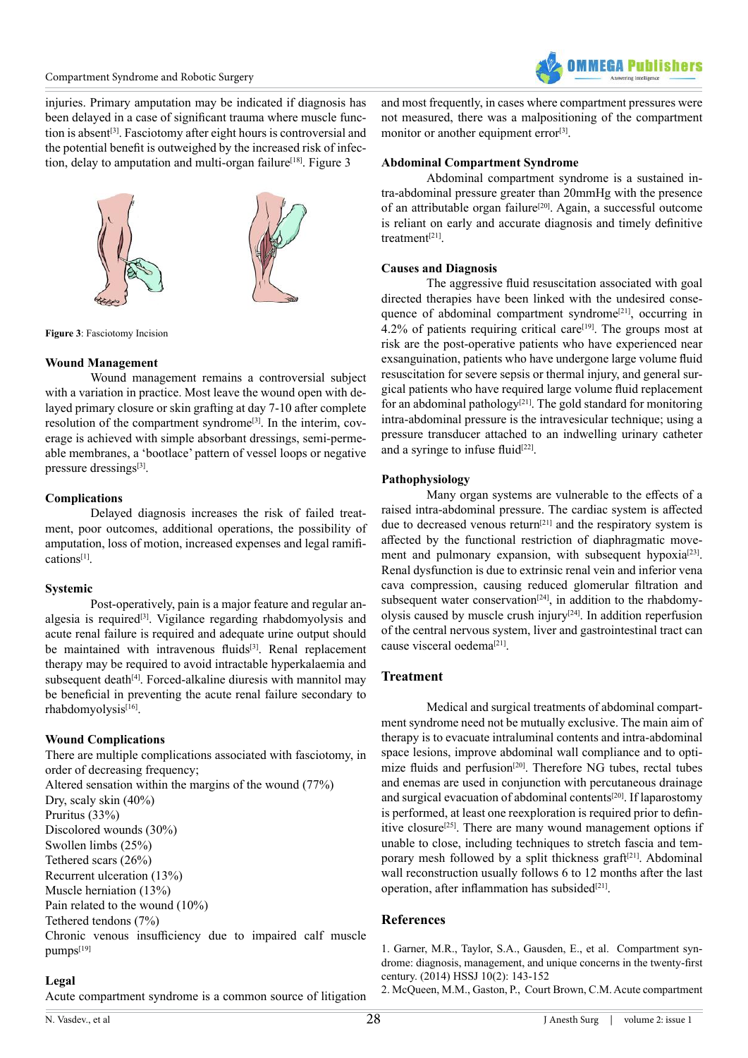injuries. Primary amputation may be indicated if diagnosis has been delayed in a case of significant trauma where muscle function is absent[3]. Fasciotomy after eight hours is controversial and the potential benefit is outweighed by the increased risk of infection, delay to amputation and multi-organ failure[18]. Figure 3

**Figure 3**: Fasciotomy Incision

### Wound Management

Wound management remains a controversial subject with a variation in practice. Most leave the wound open with delayed primary closure or skin grafting at day 7-10 after complete resolution of the compartment syndrome[3]. In the interim, coverage is achieved with simple absorbant dressings, semi-permeable membranes, a 'bootlace' pattern of vessel loops or negative pressure dressings[3].

### Complications

Delayed diagnosis increases the risk of failed treatment, poor outcomes, additional operations, the possibility of amputation, loss of motion, increased expenses and legal ramifications[1].

### Systemic

Post-operatively, pain is a major feature and regular analgesia is required[3]. Vigilance regarding rhabdomyolysis and acute renal failure is required and adequate urine output should be maintained with intravenous fluids[3]. Renal replacement therapy may be required to avoid intractable hyperkalaemia and subsequent death[4]. Forced-alkaline diuresis with mannitol may be beneficial in preventing the acute renal failure secondary to rhabdomyolysis[16].

### Wound Complications

There are multiple complications associated with fasciotomy, in order of decreasing frequency;

Altered sensation within the margins of the wound (77%)
Dry, scaly skin (40%)
Pruritus (33%)
Discolored wounds (30%)
Swollen limbs (25%)
Tethered scars (26%)
Recurrent ulceration (13%)
Muscle herniation (13%)
Pain related to the wound (10%)
Tethered tendons (7%)
Chronic venous insufficiency due to impaired calf muscle pumps[19]

### Legal

Acute compartment syndrome is a common source of litigation and most frequently, in cases where compartment pressures were not measured, there was a malpositioning of the compartment monitor or another equipment error[3].

### Abdominal Compartment Syndrome

Abdominal compartment syndrome is a sustained intra-abdominal pressure greater than 20mmHg with the presence of an attributable organ failure[20]. Again, a successful outcome is reliant on early and accurate diagnosis and timely definitive treatment[21].

### Causes and Diagnosis

The aggressive fluid resuscitation associated with goal directed therapies have been linked with the undesired consequence of abdominal compartment syndrome[21], occurring in 4.2% of patients requiring critical care[19]. The groups most at risk are the post-operative patients who have experienced near exsanguination, patients who have undergone large volume fluid resuscitation for severe sepsis or thermal injury, and general surgical patients who have required large volume fluid replacement for an abdominal pathology[21]. The gold standard for monitoring intra-abdominal pressure is the intravesicular technique; using a pressure transducer attached to an indwelling urinary catheter and a syringe to infuse fluid[22].

### Pathophysiology

Many organ systems are vulnerable to the effects of a raised intra-abdominal pressure. The cardiac system is affected due to decreased venous return[21] and the respiratory system is affected by the functional restriction of diaphragmatic movement and pulmonary expansion, with subsequent hypoxia[23]. Renal dysfunction is due to extrinsic renal vein and inferior vena cava compression, causing reduced glomerular filtration and subsequent water conservation[24], in addition to the rhabdomyolysis caused by muscle crush injury[24]. In addition reperfusion of the central nervous system, liver and gastrointestinal tract can cause visceral oedema[21].

## Treatment

Medical and surgical treatments of abdominal compartment syndrome need not be mutually exclusive. The main aim of therapy is to evacuate intraluminal contents and intra-abdominal space lesions, improve abdominal wall compliance and to optimize fluids and perfusion[20]. Therefore NG tubes, rectal tubes and enemas are used in conjunction with percutaneous drainage and surgical evacuation of abdominal contents[20]. If laparostomy is performed, at least one reexploration is required prior to definitive closure[25]. There are many wound management options if unable to close, including techniques to stretch fascia and temporary mesh followed by a split thickness graft[21]. Abdominal wall reconstruction usually follows 6 to 12 months after the last operation, after inflammation has subsided[21].

## References

1. Garner, M.R., Taylor, S.A., Gausden, E., et al. Compartment syndrome: diagnosis, management, and unique concerns in the twenty-first century. (2014) HSSJ 10(2): 143-152
2. McQueen, M.M., Gaston, P., Court Brown, C.M. Acute compartment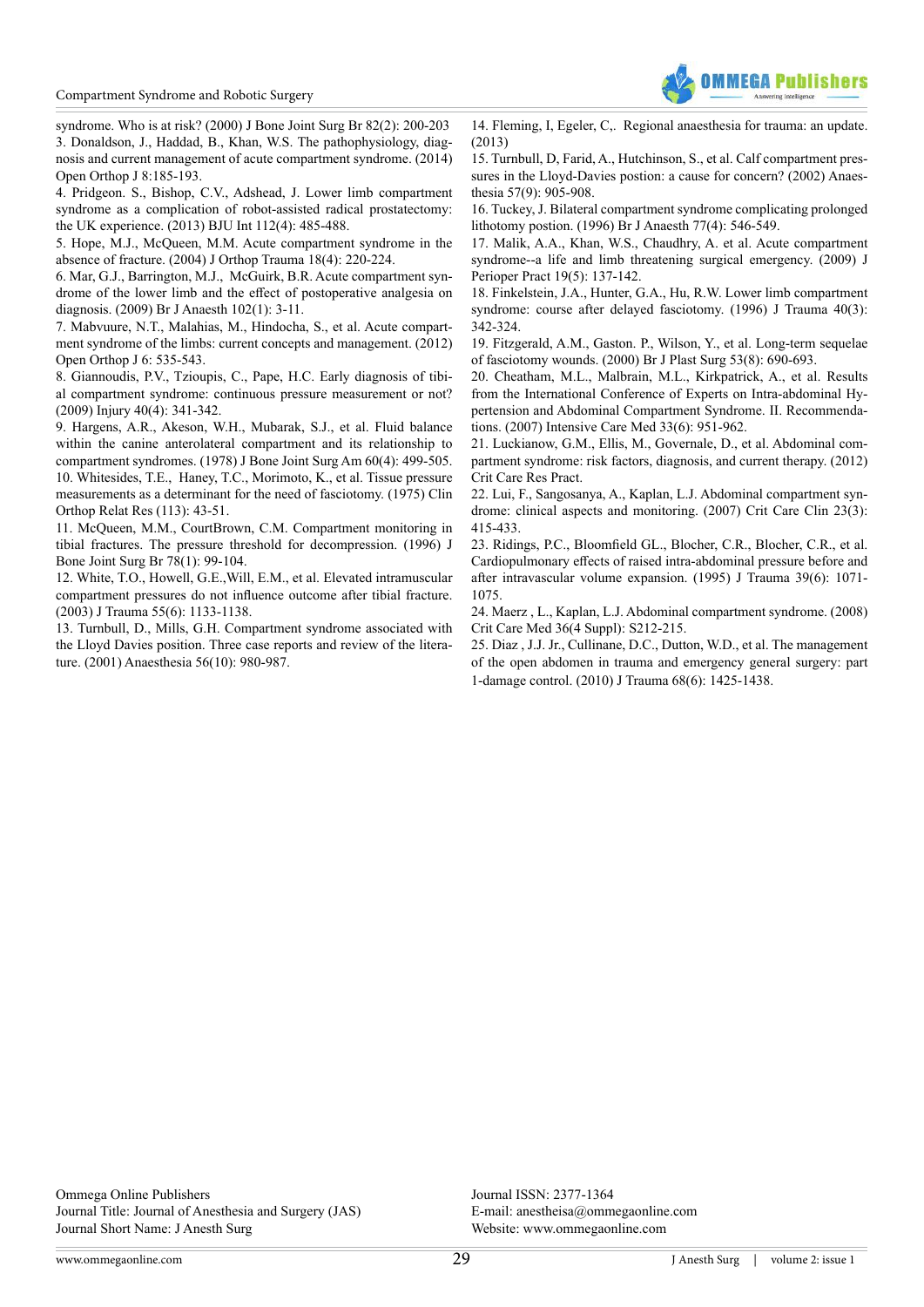syndrome. Who is at risk? (2000) J Bone Joint Surg Br 82(2): 200-203

3. Donaldson, J., Haddad, B., Khan, W.S. The pathophysiology, diagnosis and current management of acute compartment syndrome. (2014) Open Orthop J 8:185-193.

4. Pridgeon. S., Bishop, C.V., Adshead, J. Lower limb compartment syndrome as a complication of robot-assisted radical prostatectomy: the UK experience. (2013) BJU Int 112(4): 485-488.

5. Hope, M.J., McQueen, M.M. Acute compartment syndrome in the absence of fracture. (2004) J Orthop Trauma 18(4): 220-224.

6. Mar, G.J., Barrington, M.J., McGuirk, B.R. Acute compartment syndrome of the lower limb and the effect of postoperative analgesia on diagnosis. (2009) Br J Anaesth 102(1): 3-11.

7. Mabvuure, N.T., Malahias, M., Hindocha, S., et al. Acute compartment syndrome of the limbs: current concepts and management. (2012) Open Orthop J 6: 535-543.

8. Giannoudis, P.V., Tzioupis, C., Pape, H.C. Early diagnosis of tibial compartment syndrome: continuous pressure measurement or not? (2009) Injury 40(4): 341-342.

9. Hargens, A.R., Akeson, W.H., Mubarak, S.J., et al. Fluid balance within the canine anterolateral compartment and its relationship to compartment syndromes. (1978) J Bone Joint Surg Am 60(4): 499-505.

10. Whitesides, T.E., Haney, T.C., Morimoto, K., et al. Tissue pressure measurements as a determinant for the need of fasciotomy. (1975) Clin Orthop Relat Res (113): 43-51.

11. McQueen, M.M., CourtBrown, C.M. Compartment monitoring in tibial fractures. The pressure threshold for decompression. (1996) J Bone Joint Surg Br 78(1): 99-104.

12. White, T.O., Howell, G.E.,Will, E.M., et al. Elevated intramuscular compartment pressures do not influence outcome after tibial fracture. (2003) J Trauma 55(6): 1133-1138.

13. Turnbull, D., Mills, G.H. Compartment syndrome associated with the Lloyd Davies position. Three case reports and review of the literature. (2001) Anaesthesia 56(10): 980-987.

14. Fleming, I, Egeler, C,. Regional anaesthesia for trauma: an update. (2013)

15. Turnbull, D, Farid, A., Hutchinson, S., et al. Calf compartment pressures in the Lloyd-Davies postion: a cause for concern? (2002) Anaesthesia 57(9): 905-908.

16. Tuckey, J. Bilateral compartment syndrome complicating prolonged lithotomy postion. (1996) Br J Anaesth 77(4): 546-549.

17. Malik, A.A., Khan, W.S., Chaudhry, A. et al. Acute compartment syndrome--a life and limb threatening surgical emergency. (2009) J Perioper Pract 19(5): 137-142.

18. Finkelstein, J.A., Hunter, G.A., Hu, R.W. Lower limb compartment syndrome: course after delayed fasciotomy. (1996) J Trauma 40(3): 342-324.

19. Fitzgerald, A.M., Gaston. P., Wilson, Y., et al. Long-term sequelae of fasciotomy wounds. (2000) Br J Plast Surg 53(8): 690-693.

20. Cheatham, M.L., Malbrain, M.L., Kirkpatrick, A., et al. Results from the International Conference of Experts on Intra-abdominal Hypertension and Abdominal Compartment Syndrome. II. Recommendations. (2007) Intensive Care Med 33(6): 951-962.

21. Luckianow, G.M., Ellis, M., Governale, D., et al. Abdominal compartment syndrome: risk factors, diagnosis, and current therapy. (2012) Crit Care Res Pract.

22. Lui, F., Sangosanya, A., Kaplan, L.J. Abdominal compartment syndrome: clinical aspects and monitoring. (2007) Crit Care Clin 23(3): 415-433.

23. Ridings, P.C., Bloomfield GL., Blocher, C.R., Blocher, C.R., et al. Cardiopulmonary effects of raised intra-abdominal pressure before and after intravascular volume expansion. (1995) J Trauma 39(6): 1071-1075.

24. Maerz , L., Kaplan, L.J. Abdominal compartment syndrome. (2008) Crit Care Med 36(4 Suppl): S212-215.

25. Diaz , J.J. Jr., Cullinane, D.C., Dutton, W.D., et al. The management of the open abdomen in trauma and emergency general surgery: part 1-damage control. (2010) J Trauma 68(6): 1425-1438.

Ommega Online Publishers
Journal Title: Journal of Anesthesia and Surgery (JAS)
Journal Short Name: J Anesth Surg

Journal ISSN: 2377-1364
E-mail: anestheisa@ommegaonline.com
Website: www.ommegaonline.com